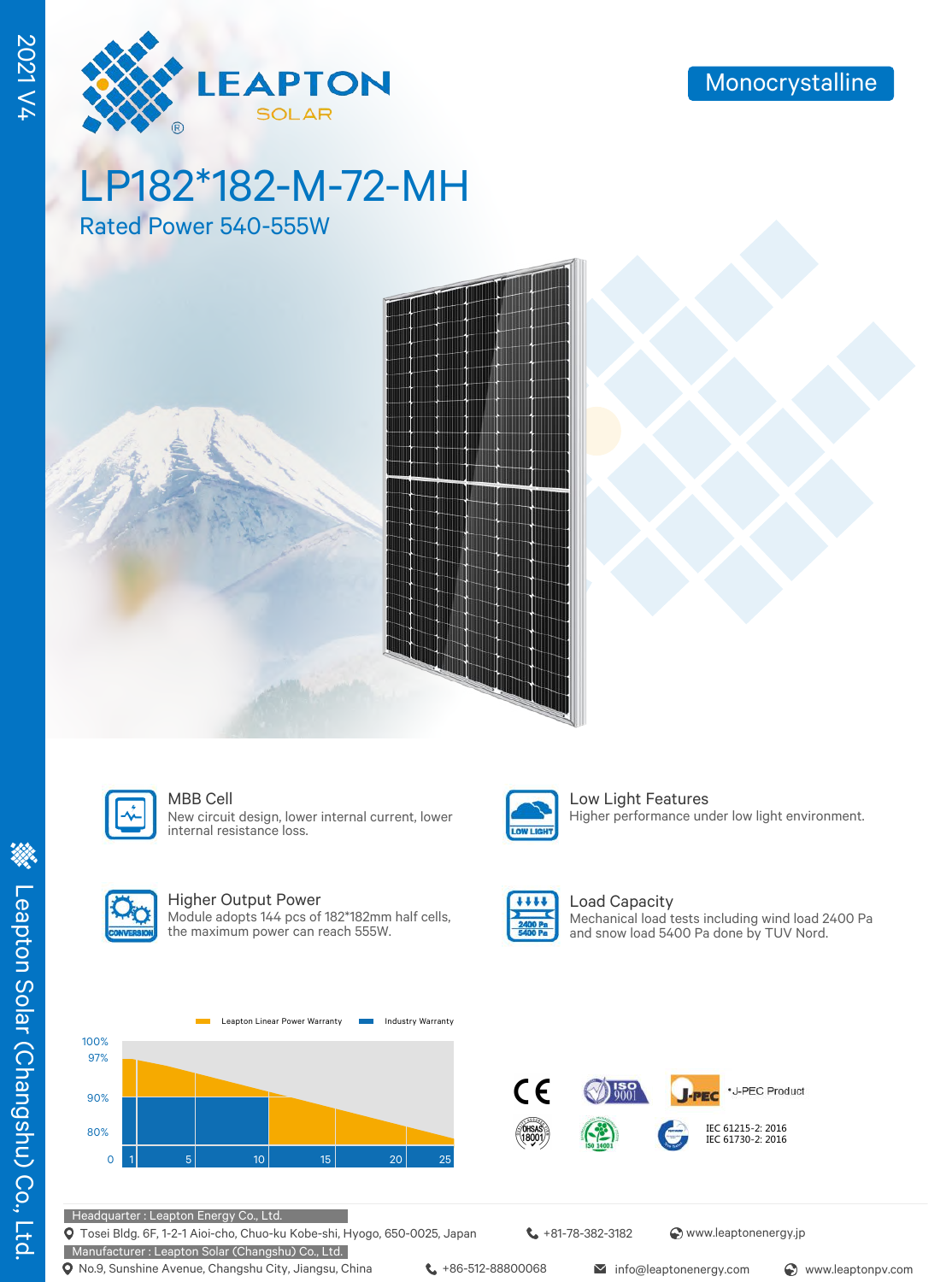2021 V4

LEAPTON SOLAR

Monocrystalline

# LP182*182-M-72-MH

## Rated Power 540-555W

### MBB Cell
New circuit design, lower internal current, lower internal resistance loss.

### Low Light Features
Higher performance under low light environment.

### Higher Output Power
Module adopts 144 pcs of 182*182mm half cells, the maximum power can reach 555W.

### Load Capacity
Mechanical load tests including wind load 2400 Pa and snow load 5400 Pa done by TUV Nord.

Leapton Linear Power Warranty    Industry Warranty

100%
97%
90%
80%
0
1 5 10 15 20 25

*J-PEC Product

IEC 61215-2: 2016
IEC 61730-2: 2016

Headquarter : Leapton Energy Co., Ltd.
Tosei Bldg. 6F, 1-2-1 Aioi-cho, Chuo-ku Kobe-shi, Hyogo, 650-0025, Japan    +81-78-382-3182    www.leaptonenergy.jp

Manufacturer : Leapton Solar (Changshu) Co., Ltd.
No.9, Sunshine Avenue, Changshu City, Jiangsu, China    +86-512-88800068    info@leaptonenergy.com    www.leaptonpv.com

Leapton Solar (Changshu) Co., Ltd.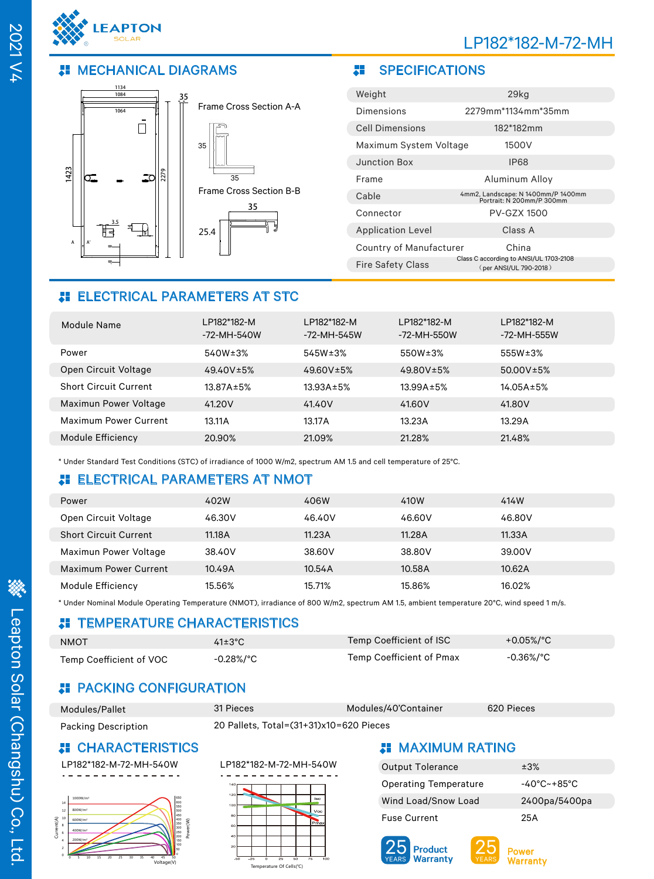# LP182*182-M-72-MH

## MECHANICAL DIAGRAMS

1134
1084
1064
35
1423
2279
3.5
14
9
A
A'

Frame Cross Section A-A

35
35

Frame Cross Section B-B

35
25.4

## SPECIFICATIONS

| | |
|---|---|
| Weight | 29kg |
| Dimensions | 2279mm*1134mm*35mm |
| Cell Dimensions | 182*182mm |
| Maximum System Voltage | 1500V |
| Junction Box | IP68 |
| Frame | Aluminum Alloy |
| Cable | 4mm2, Landscape: N 1400mm/P 1400mm Portrait: N 200mm/P 300mm |
| Connector | PV-GZX 1500 |
| Application Level | Class A |
| Country of Manufacturer | China |
| Fire Safety Class | Class C according to ANSI/UL 1703-2108 （per ANSI/UL 790-2018） |

## ELECTRICAL PARAMETERS AT STC

| Module Name | LP182*182-M -72-MH-540W | LP182*182-M -72-MH-545W | LP182*182-M -72-MH-550W | LP182*182-M -72-MH-555W |
|---|---|---|---|---|
| Power | 540W±3% | 545W±3% | 550W±3% | 555W±3% |
| Open Circuit Voltage | 49.40V±5% | 49.60V±5% | 49.80V±5% | 50.00V±5% |
| Short Circuit Current | 13.87A±5% | 13.93A±5% | 13.99A±5% | 14.05A±5% |
| Maximun Power Voltage | 41.20V | 41.40V | 41.60V | 41.80V |
| Maximum Power Current | 13.11A | 13.17A | 13.23A | 13.29A |
| Module Efficiency | 20.90% | 21.09% | 21.28% | 21.48% |

* Under Standard Test Conditions (STC) of irradiance of 1000 W/m2, spectrum AM 1.5 and cell temperature of 25°C.

## ELECTRICAL PARAMETERS AT NMOT

| | | | | |
|---|---|---|---|---|
| Power | 402W | 406W | 410W | 414W |
| Open Circuit Voltage | 46.30V | 46.40V | 46.60V | 46.80V |
| Short Circuit Current | 11.18A | 11.23A | 11.28A | 11.33A |
| Maximun Power Voltage | 38.40V | 38.60V | 38.80V | 39.00V |
| Maximum Power Current | 10.49A | 10.54A | 10.58A | 10.62A |
| Module Efficiency | 15.56% | 15.71% | 15.86% | 16.02% |

* Under Nominal Module Operating Temperature (NMOT), irradiance of 800 W/m2, spectrum AM 1.5, ambient temperature 20°C, wind speed 1 m/s.

## TEMPERATURE CHARACTERISTICS

| | | | |
|---|---|---|---|
| NMOT | 41±3°C | Temp Coefficient of ISC | +0.05%/°C |
| Temp Coefficient of VOC | -0.28%/°C | Temp Coefficient of Pmax | -0.36%/°C |

## PACKING CONFIGURATION

| | | | |
|---|---|---|---|
| Modules/Pallet | 31 Pieces | Modules/40'Container | 620 Pieces |
| Packing Description | 20 Pallets, Total=(31+31)x10=620 Pieces | | |

## CHARACTERISTICS

LP182*182-M-72-MH-540W

1000W/m²
800W/m²
600W/m²
400W/m²
200W/m²
Current(A)
Power(W)
Voltage(V)

LP182*182-M-72-MH-540W

Isc
Voc
Pmax
Temperature Of Cells(℃)

## MAXIMUM RATING

| | |
|---|---|
| Output Tolerance | ±3% |
| Operating Temperature | -40°C~+85°C |
| Wind Load/Snow Load | 2400pa/5400pa |
| Fuse Current | 25A |

25 YEARS Product Warranty

25 YEARS Power Warranty